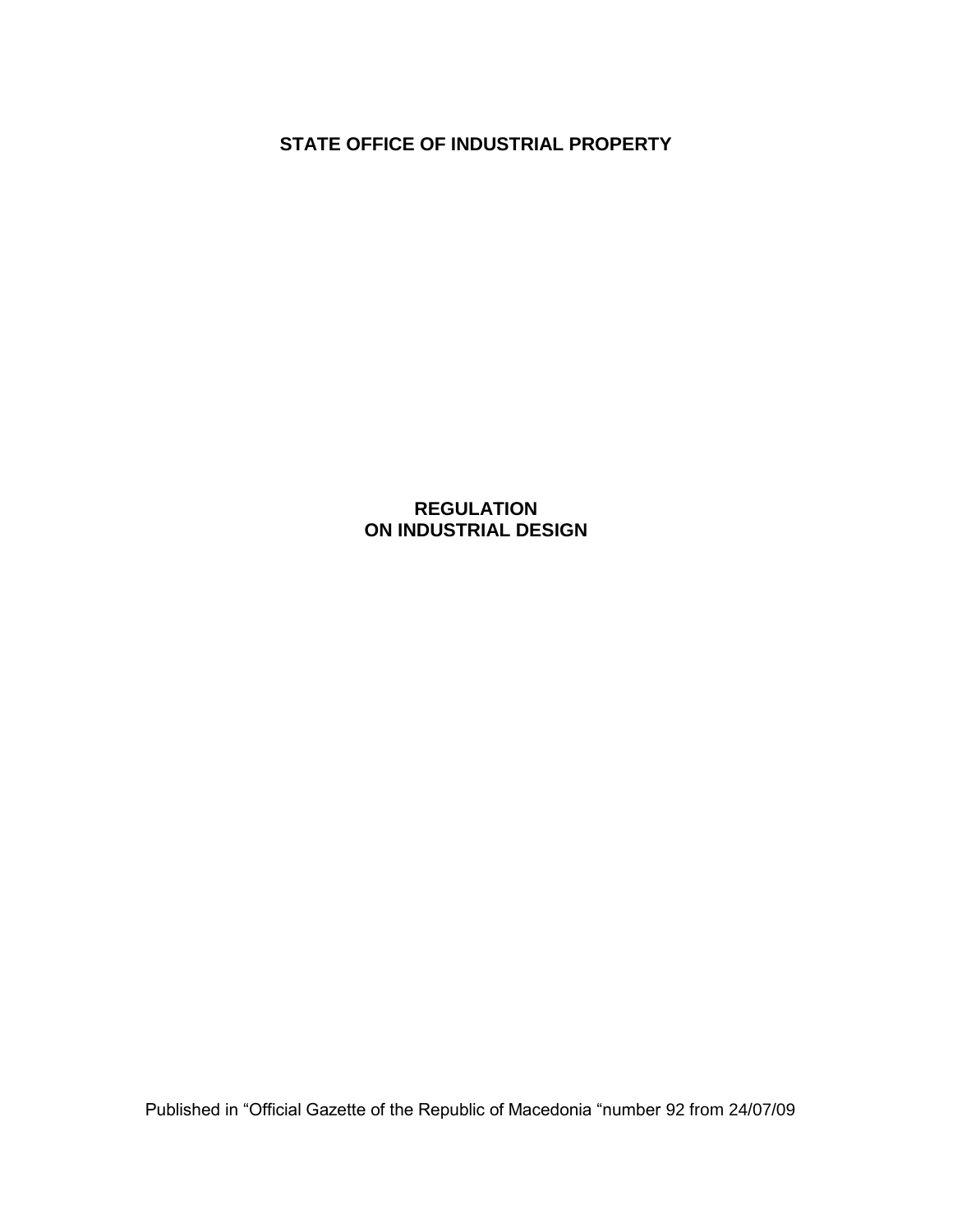**STATE OFFICE OF INDUSTRIAL PROPERTY**

# REGULATION ON INDUSTRIAL DESIGN

Published in “Official Gazette of the Republic of Macedonia “number 92 from 24/07/09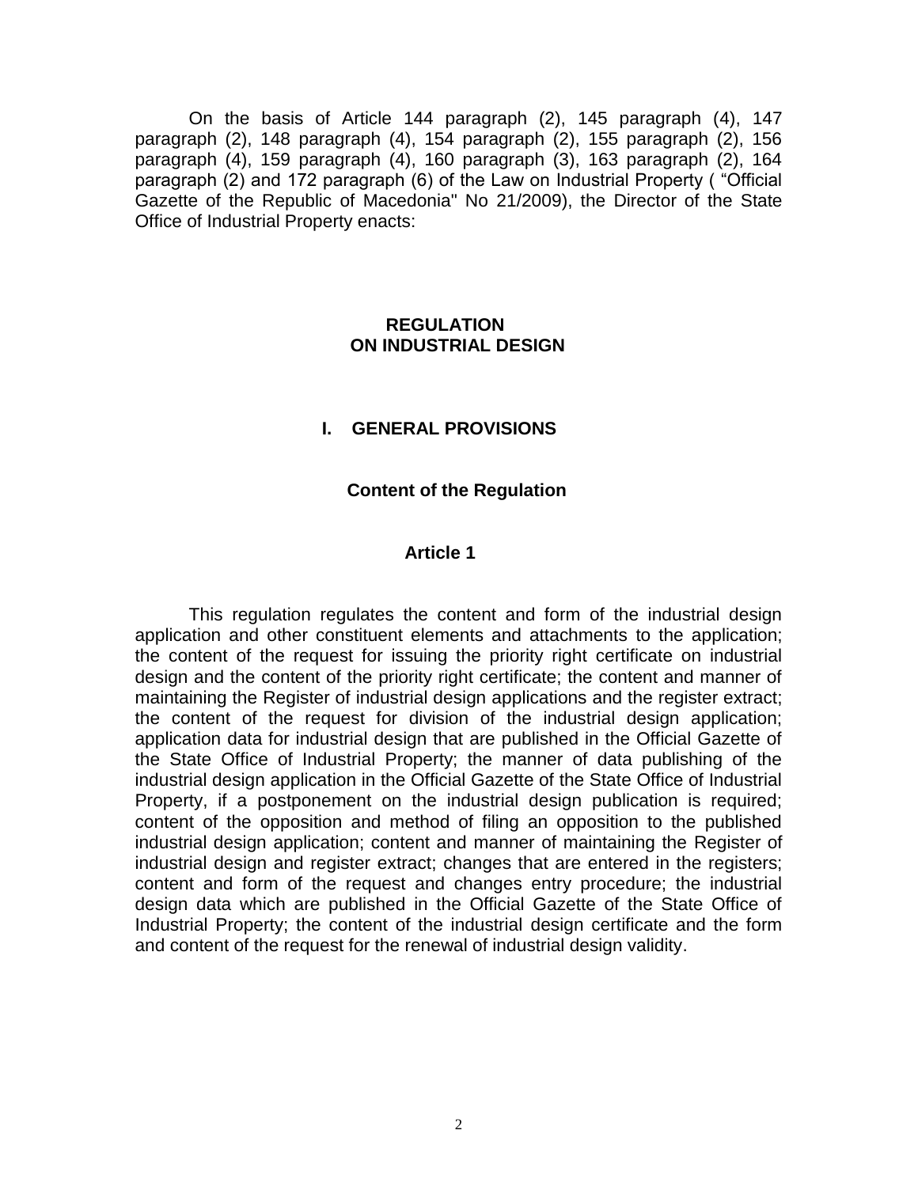On the basis of Article 144 paragraph (2), 145 paragraph (4), 147 paragraph (2), 148 paragraph (4), 154 paragraph (2), 155 paragraph (2), 156 paragraph (4), 159 paragraph (4), 160 paragraph (3), 163 paragraph (2), 164 paragraph (2) and 172 paragraph (6) of the Law on Industrial Property ( "Official Gazette of the Republic of Macedonia" No 21/2009), the Director of the State Office of Industrial Property enacts:

# REGULATION ON INDUSTRIAL DESIGN

## I. GENERAL PROVISIONS

### Content of the Regulation

### Article 1

This regulation regulates the content and form of the industrial design application and other constituent elements and attachments to the application; the content of the request for issuing the priority right certificate on industrial design and the content of the priority right certificate; the content and manner of maintaining the Register of industrial design applications and the register extract; the content of the request for division of the industrial design application; application data for industrial design that are published in the Official Gazette of the State Office of Industrial Property; the manner of data publishing of the industrial design application in the Official Gazette of the State Office of Industrial Property, if a postponement on the industrial design publication is required; content of the opposition and method of filing an opposition to the published industrial design application; content and manner of maintaining the Register of industrial design and register extract; changes that are entered in the registers; content and form of the request and changes entry procedure; the industrial design data which are published in the Official Gazette of the State Office of Industrial Property; the content of the industrial design certificate and the form and content of the request for the renewal of industrial design validity.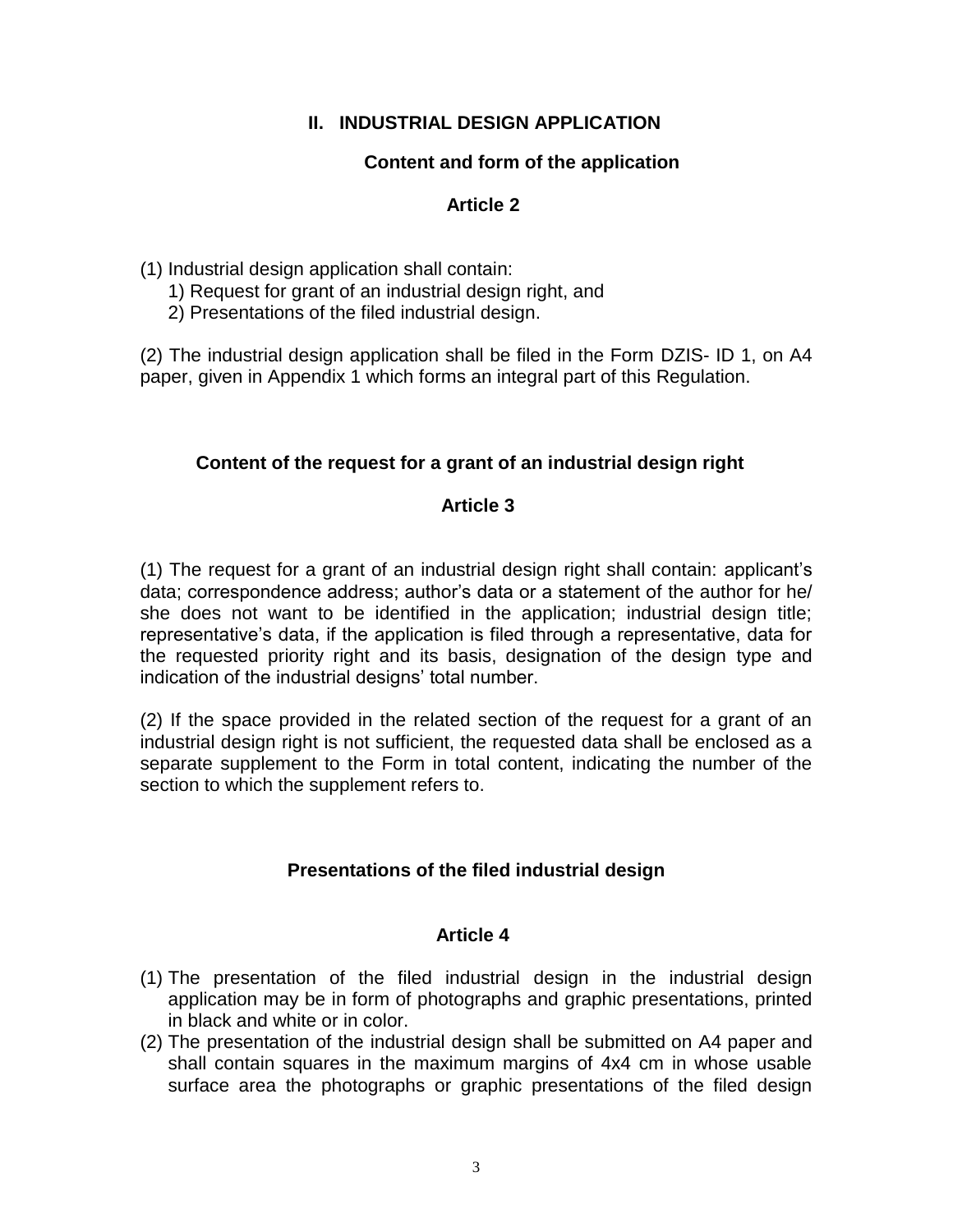## II. INDUSTRIAL DESIGN APPLICATION

### Content and form of the application

### Article 2

(1) Industrial design application shall contain:

1) Request for grant of an industrial design right, and
2) Presentations of the filed industrial design.

(2) The industrial design application shall be filed in the Form DZIS- ID 1, on A4 paper, given in Appendix 1 which forms an integral part of this Regulation.

### Content of the request for a grant of an industrial design right

### Article 3

(1) The request for a grant of an industrial design right shall contain: applicant's data; correspondence address; author's data or a statement of the author for he/ she does not want to be identified in the application; industrial design title; representative's data, if the application is filed through a representative, data for the requested priority right and its basis, designation of the design type and indication of the industrial designs' total number.

(2) If the space provided in the related section of the request for a grant of an industrial design right is not sufficient, the requested data shall be enclosed as a separate supplement to the Form in total content, indicating the number of the section to which the supplement refers to.

### Presentations of the filed industrial design

### Article 4

(1) The presentation of the filed industrial design in the industrial design application may be in form of photographs and graphic presentations, printed in black and white or in color.

(2) The presentation of the industrial design shall be submitted on A4 paper and shall contain squares in the maximum margins of 4x4 cm in whose usable surface area the photographs or graphic presentations of the filed design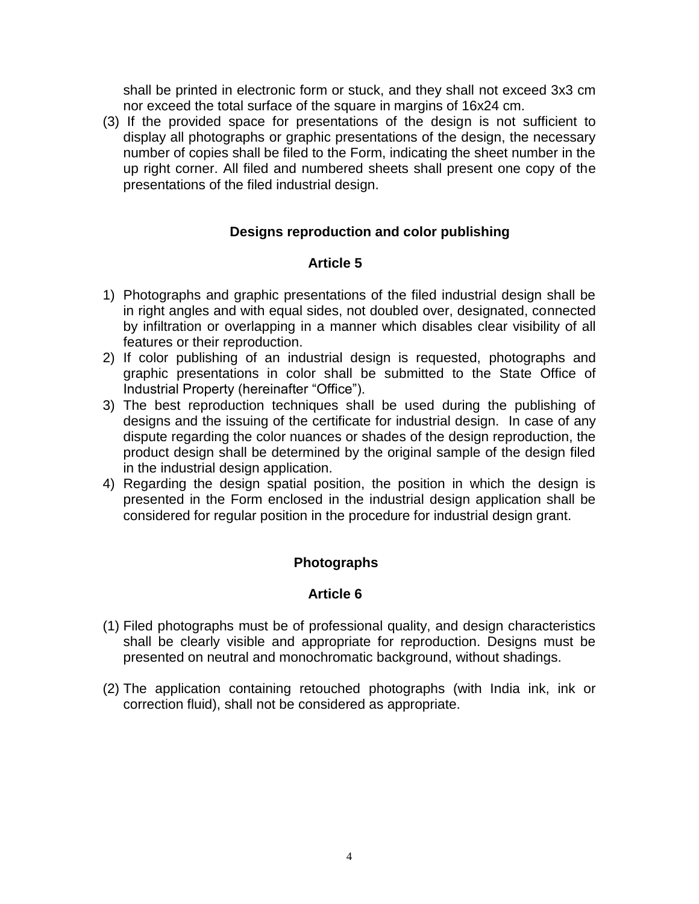shall be printed in electronic form or stuck, and they shall not exceed 3x3 cm nor exceed the total surface of the square in margins of 16x24 cm.

(3) If the provided space for presentations of the design is not sufficient to display all photographs or graphic presentations of the design, the necessary number of copies shall be filed to the Form, indicating the sheet number in the up right corner. All filed and numbered sheets shall present one copy of the presentations of the filed industrial design.

### Designs reproduction and color publishing

### Article 5

1) Photographs and graphic presentations of the filed industrial design shall be in right angles and with equal sides, not doubled over, designated, connected by infiltration or overlapping in a manner which disables clear visibility of all features or their reproduction.
2) If color publishing of an industrial design is requested, photographs and graphic presentations in color shall be submitted to the State Office of Industrial Property (hereinafter "Office").
3) The best reproduction techniques shall be used during the publishing of designs and the issuing of the certificate for industrial design. In case of any dispute regarding the color nuances or shades of the design reproduction, the product design shall be determined by the original sample of the design filed in the industrial design application.
4) Regarding the design spatial position, the position in which the design is presented in the Form enclosed in the industrial design application shall be considered for regular position in the procedure for industrial design grant.

### Photographs

### Article 6

(1) Filed photographs must be of professional quality, and design characteristics shall be clearly visible and appropriate for reproduction. Designs must be presented on neutral and monochromatic background, without shadings.

(2) The application containing retouched photographs (with India ink, ink or correction fluid), shall not be considered as appropriate.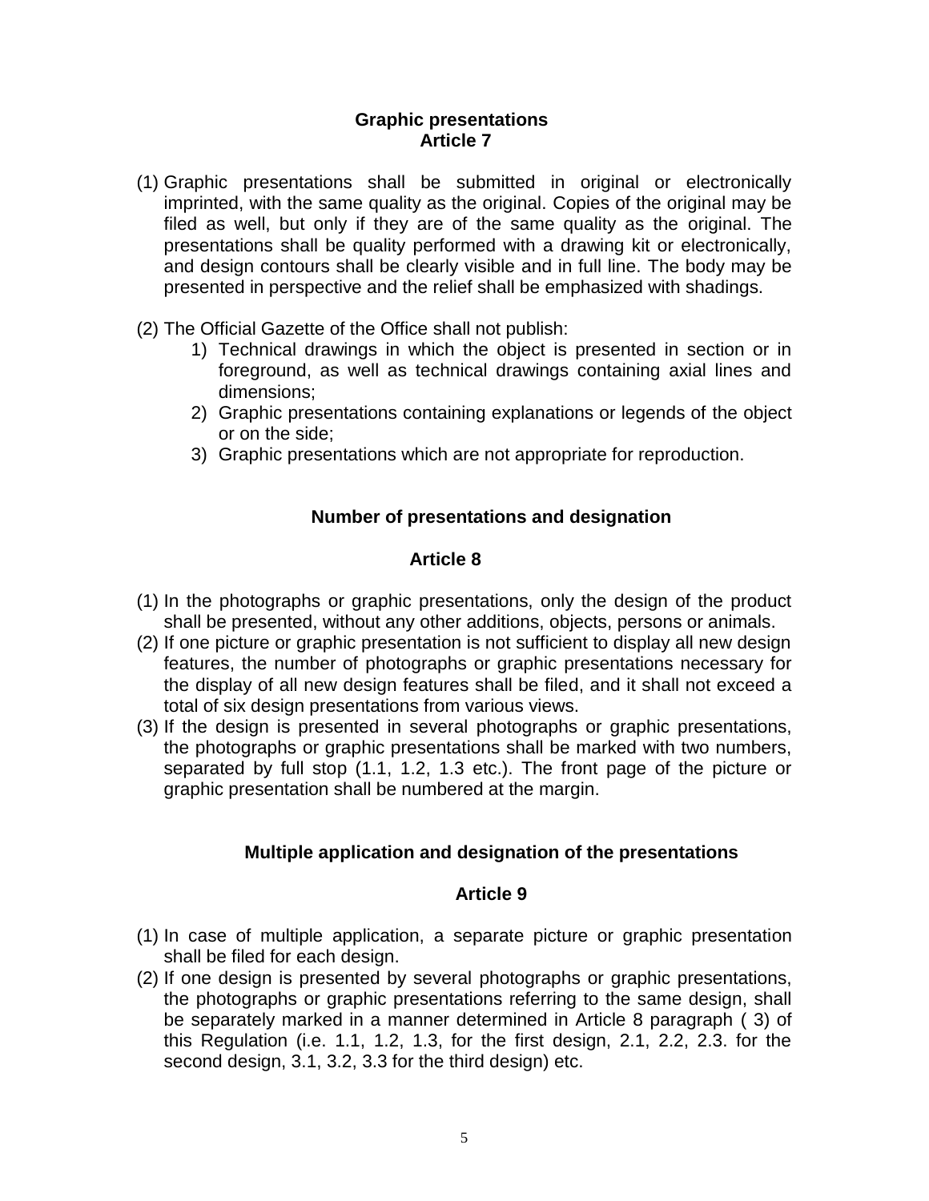## Graphic presentations
## Article 7

(1) Graphic presentations shall be submitted in original or electronically imprinted, with the same quality as the original. Copies of the original may be filed as well, but only if they are of the same quality as the original. The presentations shall be quality performed with a drawing kit or electronically, and design contours shall be clearly visible and in full line. The body may be presented in perspective and the relief shall be emphasized with shadings.

(2) The Official Gazette of the Office shall not publish:
   1) Technical drawings in which the object is presented in section or in foreground, as well as technical drawings containing axial lines and dimensions;
   2) Graphic presentations containing explanations or legends of the object or on the side;
   3) Graphic presentations which are not appropriate for reproduction.

## Number of presentations and designation

## Article 8

(1) In the photographs or graphic presentations, only the design of the product shall be presented, without any other additions, objects, persons or animals.
(2) If one picture or graphic presentation is not sufficient to display all new design features, the number of photographs or graphic presentations necessary for the display of all new design features shall be filed, and it shall not exceed a total of six design presentations from various views.
(3) If the design is presented in several photographs or graphic presentations, the photographs or graphic presentations shall be marked with two numbers, separated by full stop (1.1, 1.2, 1.3 etc.). The front page of the picture or graphic presentation shall be numbered at the margin.

## Multiple application and designation of the presentations

## Article 9

(1) In case of multiple application, a separate picture or graphic presentation shall be filed for each design.
(2) If one design is presented by several photographs or graphic presentations, the photographs or graphic presentations referring to the same design, shall be separately marked in a manner determined in Article 8 paragraph ( 3) of this Regulation (i.e. 1.1, 1.2, 1.3, for the first design, 2.1, 2.2, 2.3. for the second design, 3.1, 3.2, 3.3 for the third design) etc.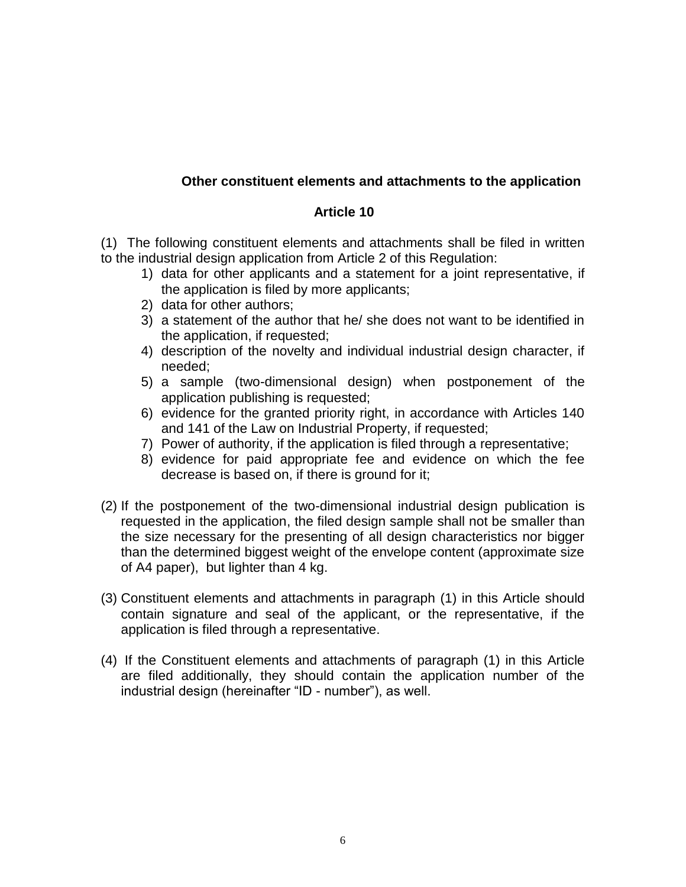**Other constituent elements and attachments to the application**

**Article 10**

(1) The following constituent elements and attachments shall be filed in written to the industrial design application from Article 2 of this Regulation:

1) data for other applicants and a statement for a joint representative, if the application is filed by more applicants;
2) data for other authors;
3) a statement of the author that he/ she does not want to be identified in the application, if requested;
4) description of the novelty and individual industrial design character, if needed;
5) a sample (two-dimensional design) when postponement of the application publishing is requested;
6) evidence for the granted priority right, in accordance with Articles 140 and 141 of the Law on Industrial Property, if requested;
7) Power of authority, if the application is filed through a representative;
8) evidence for paid appropriate fee and evidence on which the fee decrease is based on, if there is ground for it;

(2) If the postponement of the two-dimensional industrial design publication is requested in the application, the filed design sample shall not be smaller than the size necessary for the presenting of all design characteristics nor bigger than the determined biggest weight of the envelope content (approximate size of A4 paper), but lighter than 4 kg.

(3) Constituent elements and attachments in paragraph (1) in this Article should contain signature and seal of the applicant, or the representative, if the application is filed through a representative.

(4) If the Constituent elements and attachments of paragraph (1) in this Article are filed additionally, they should contain the application number of the industrial design (hereinafter "ID - number"), as well.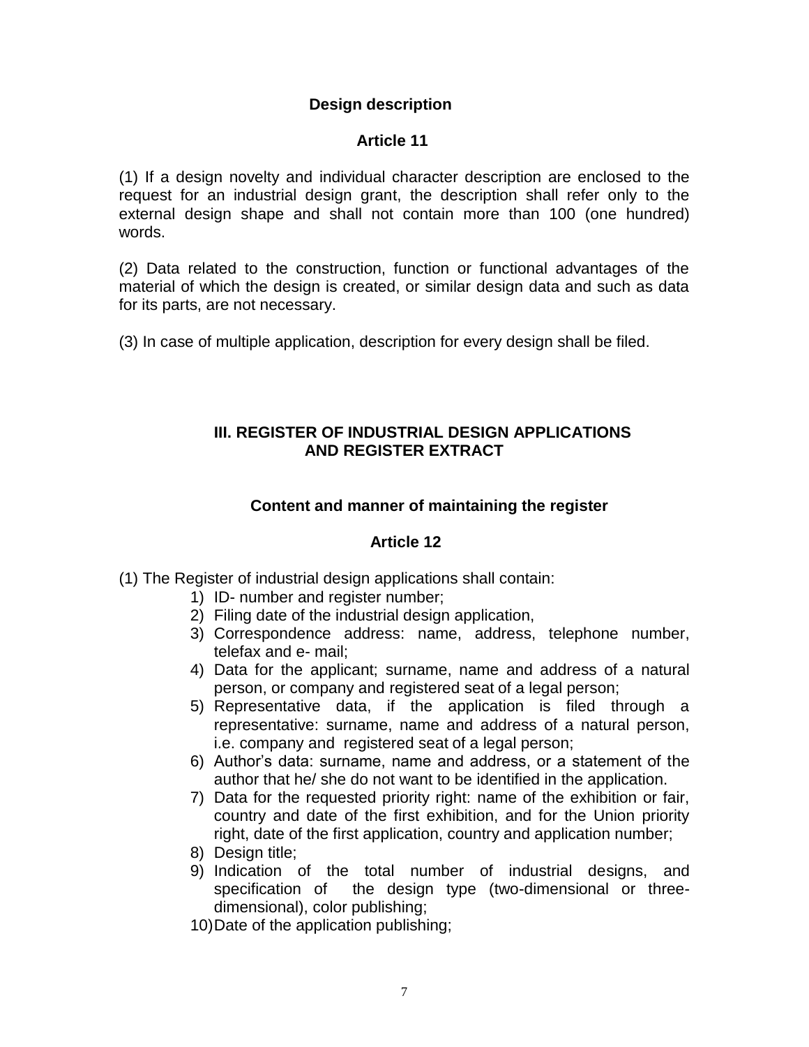**Design description**

**Article 11**

(1) If a design novelty and individual character description are enclosed to the request for an industrial design grant, the description shall refer only to the external design shape and shall not contain more than 100 (one hundred) words.

(2) Data related to the construction, function or functional advantages of the material of which the design is created, or similar design data and such as data for its parts, are not necessary.

(3) In case of multiple application, description for every design shall be filed.

## III. REGISTER OF INDUSTRIAL DESIGN APPLICATIONS AND REGISTER EXTRACT

**Content and manner of maintaining the register**

**Article 12**

(1) The Register of industrial design applications shall contain:

1) ID- number and register number;
2) Filing date of the industrial design application,
3) Correspondence address: name, address, telephone number, telefax and e- mail;
4) Data for the applicant; surname, name and address of a natural person, or company and registered seat of a legal person;
5) Representative data, if the application is filed through a representative: surname, name and address of a natural person, i.e. company and registered seat of a legal person;
6) Author's data: surname, name and address, or a statement of the author that he/ she do not want to be identified in the application.
7) Data for the requested priority right: name of the exhibition or fair, country and date of the first exhibition, and for the Union priority right, date of the first application, country and application number;
8) Design title;
9) Indication of the total number of industrial designs, and specification of the design type (two-dimensional or three-dimensional), color publishing;
10) Date of the application publishing;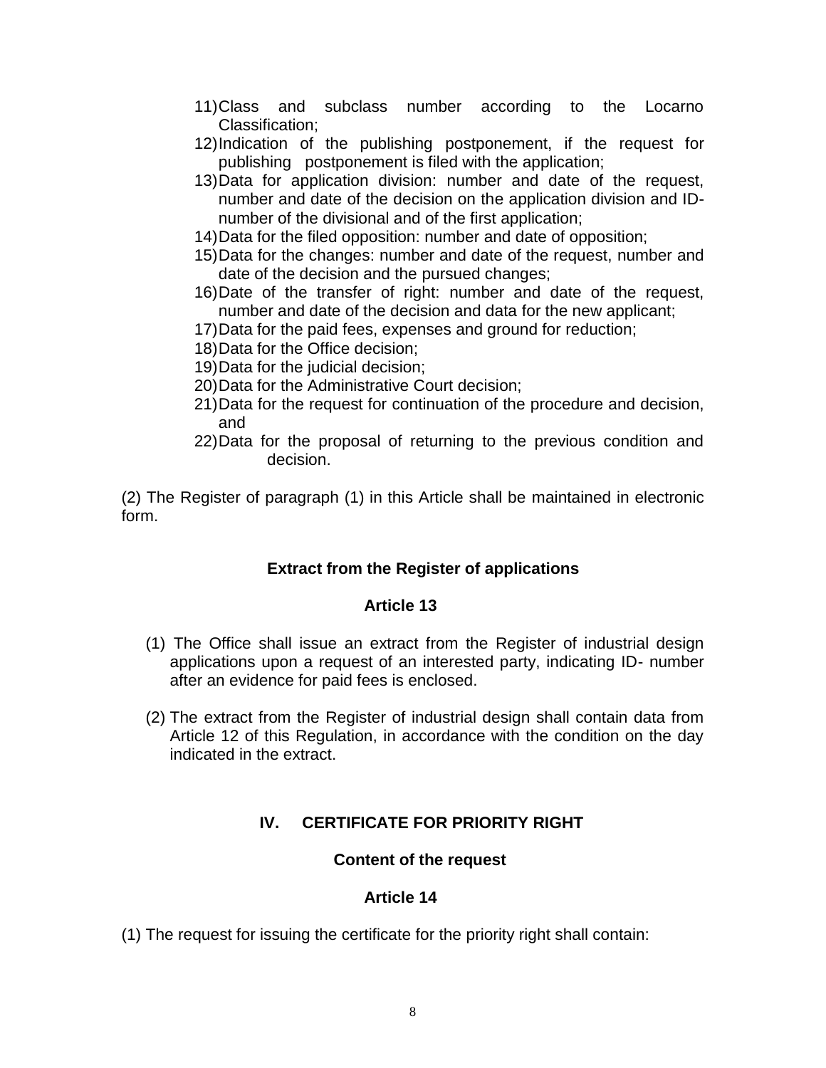11) Class and subclass number according to the Locarno Classification;
12) Indication of the publishing postponement, if the request for publishing postponement is filed with the application;
13) Data for application division: number and date of the request, number and date of the decision on the application division and ID-number of the divisional and of the first application;
14) Data for the filed opposition: number and date of opposition;
15) Data for the changes: number and date of the request, number and date of the decision and the pursued changes;
16) Date of the transfer of right: number and date of the request, number and date of the decision and data for the new applicant;
17) Data for the paid fees, expenses and ground for reduction;
18) Data for the Office decision;
19) Data for the judicial decision;
20) Data for the Administrative Court decision;
21) Data for the request for continuation of the procedure and decision, and
22) Data for the proposal of returning to the previous condition and decision.

(2) The Register of paragraph (1) in this Article shall be maintained in electronic form.

**Extract from the Register of applications**

**Article 13**

(1) The Office shall issue an extract from the Register of industrial design applications upon a request of an interested party, indicating ID- number after an evidence for paid fees is enclosed.

(2) The extract from the Register of industrial design shall contain data from Article 12 of this Regulation, in accordance with the condition on the day indicated in the extract.

## IV. CERTIFICATE FOR PRIORITY RIGHT

**Content of the request**

**Article 14**

(1) The request for issuing the certificate for the priority right shall contain: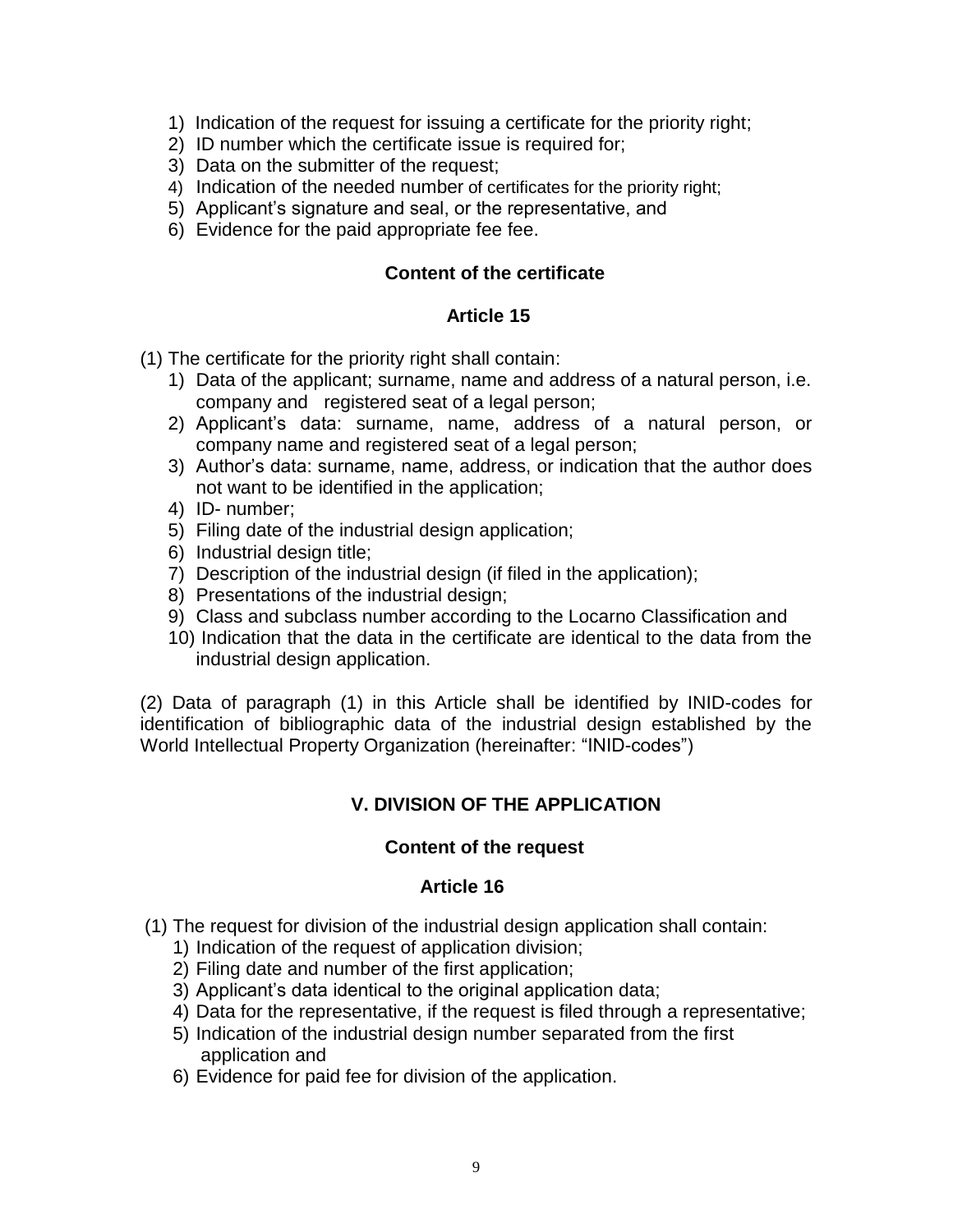1) Indication of the request for issuing a certificate for the priority right;
2) ID number which the certificate issue is required for;
3) Data on the submitter of the request;
4) Indication of the needed number of certificates for the priority right;
5) Applicant's signature and seal, or the representative, and
6) Evidence for the paid appropriate fee fee.

**Content of the certificate**

**Article 15**

(1) The certificate for the priority right shall contain:

1) Data of the applicant; surname, name and address of a natural person, i.e. company and registered seat of a legal person;
2) Applicant's data: surname, name, address of a natural person, or company name and registered seat of a legal person;
3) Author's data: surname, name, address, or indication that the author does not want to be identified in the application;
4) ID- number;
5) Filing date of the industrial design application;
6) Industrial design title;
7) Description of the industrial design (if filed in the application);
8) Presentations of the industrial design;
9) Class and subclass number according to the Locarno Classification and
10) Indication that the data in the certificate are identical to the data from the industrial design application.

(2) Data of paragraph (1) in this Article shall be identified by INID-codes for identification of bibliographic data of the industrial design established by the World Intellectual Property Organization (hereinafter: "INID-codes")

## V. DIVISION OF THE APPLICATION

**Content of the request**

**Article 16**

(1) The request for division of the industrial design application shall contain:

1) Indication of the request of application division;
2) Filing date and number of the first application;
3) Applicant's data identical to the original application data;
4) Data for the representative, if the request is filed through a representative;
5) Indication of the industrial design number separated from the first application and
6) Evidence for paid fee for division of the application.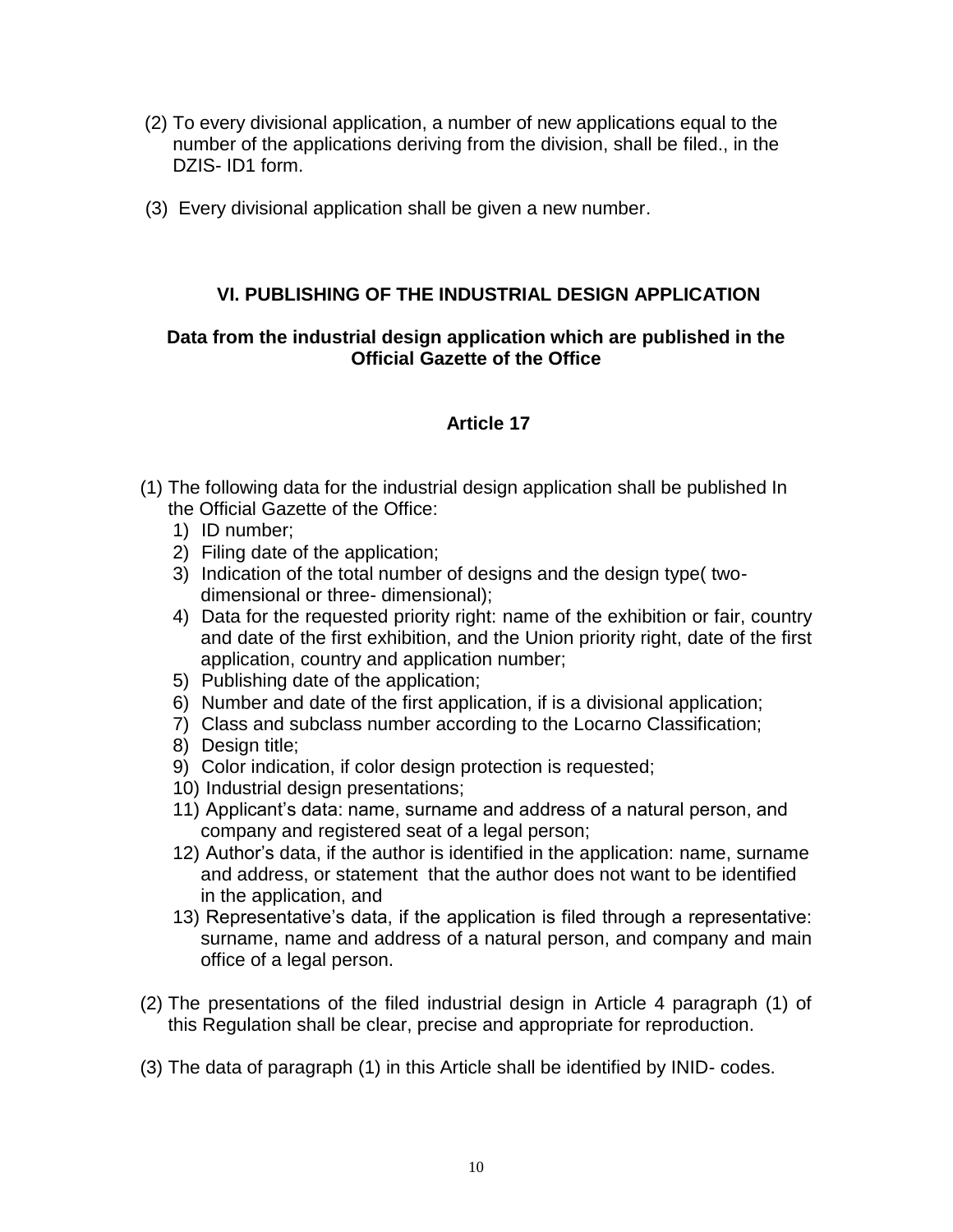(2) To every divisional application, a number of new applications equal to the number of the applications deriving from the division, shall be filed., in the DZIS- ID1 form.

(3) Every divisional application shall be given a new number.

## VI. PUBLISHING OF THE INDUSTRIAL DESIGN APPLICATION

### Data from the industrial design application which are published in the Official Gazette of the Office

### Article 17

(1) The following data for the industrial design application shall be published In the Official Gazette of the Office:

1) ID number;
2) Filing date of the application;
3) Indication of the total number of designs and the design type( two- dimensional or three- dimensional);
4) Data for the requested priority right: name of the exhibition or fair, country and date of the first exhibition, and the Union priority right, date of the first application, country and application number;
5) Publishing date of the application;
6) Number and date of the first application, if is a divisional application;
7) Class and subclass number according to the Locarno Classification;
8) Design title;
9) Color indication, if color design protection is requested;
10) Industrial design presentations;
11) Applicant's data: name, surname and address of a natural person, and company and registered seat of a legal person;
12) Author's data, if the author is identified in the application: name, surname and address, or statement that the author does not want to be identified in the application, and
13) Representative's data, if the application is filed through a representative: surname, name and address of a natural person, and company and main office of a legal person.

(2) The presentations of the filed industrial design in Article 4 paragraph (1) of this Regulation shall be clear, precise and appropriate for reproduction.

(3) The data of paragraph (1) in this Article shall be identified by INID- codes.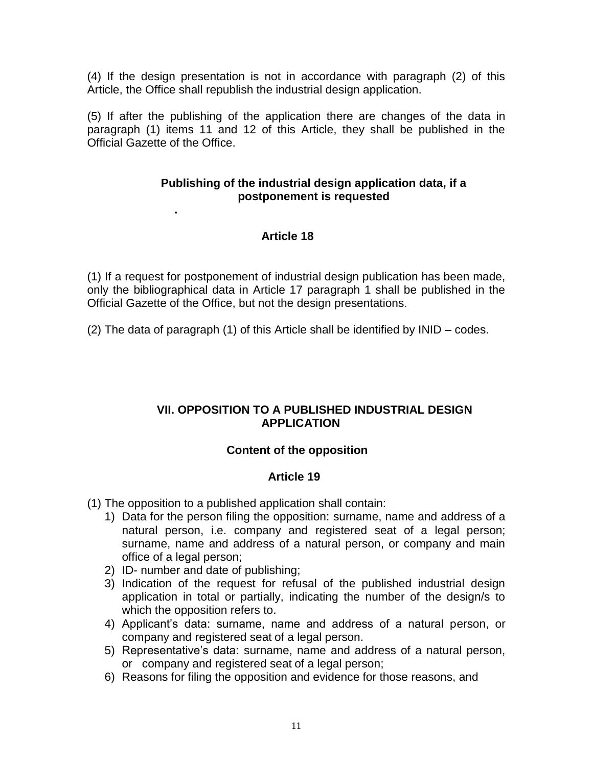(4) If the design presentation is not in accordance with paragraph (2) of this Article, the Office shall republish the industrial design application.

(5) If after the publishing of the application there are changes of the data in paragraph (1) items 11 and 12 of this Article, they shall be published in the Official Gazette of the Office.

### Publishing of the industrial design application data, if a postponement is requested

.

### Article 18

(1) If a request for postponement of industrial design publication has been made, only the bibliographical data in Article 17 paragraph 1 shall be published in the Official Gazette of the Office, but not the design presentations.

(2) The data of paragraph (1) of this Article shall be identified by INID – codes.

## VII. OPPOSITION TO A PUBLISHED INDUSTRIAL DESIGN APPLICATION

### Content of the opposition

### Article 19

(1) The opposition to a published application shall contain:

1) Data for the person filing the opposition: surname, name and address of a natural person, i.e. company and registered seat of a legal person; surname, name and address of a natural person, or company and main office of a legal person;
2) ID- number and date of publishing;
3) Indication of the request for refusal of the published industrial design application in total or partially, indicating the number of the design/s to which the opposition refers to.
4) Applicant's data: surname, name and address of a natural person, or company and registered seat of a legal person.
5) Representative's data: surname, name and address of a natural person, or company and registered seat of a legal person;
6) Reasons for filing the opposition and evidence for those reasons, and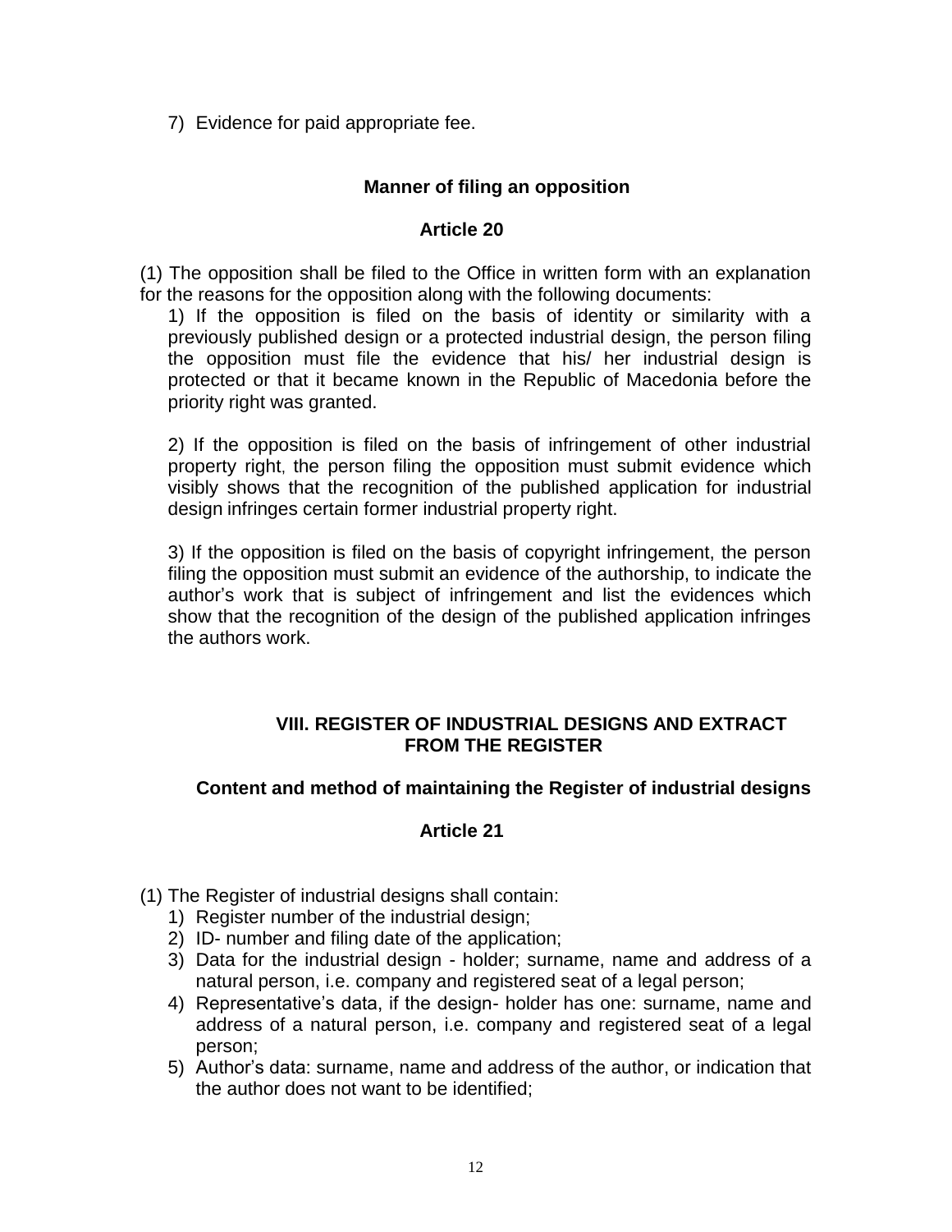7) Evidence for paid appropriate fee.

### Manner of filing an opposition

### Article 20

(1) The opposition shall be filed to the Office in written form with an explanation for the reasons for the opposition along with the following documents:

1) If the opposition is filed on the basis of identity or similarity with a previously published design or a protected industrial design, the person filing the opposition must file the evidence that his/ her industrial design is protected or that it became known in the Republic of Macedonia before the priority right was granted.

2) If the opposition is filed on the basis of infringement of other industrial property right, the person filing the opposition must submit evidence which visibly shows that the recognition of the published application for industrial design infringes certain former industrial property right.

3) If the opposition is filed on the basis of copyright infringement, the person filing the opposition must submit an evidence of the authorship, to indicate the author's work that is subject of infringement and list the evidences which show that the recognition of the design of the published application infringes the authors work.

## VIII. REGISTER OF INDUSTRIAL DESIGNS AND EXTRACT FROM THE REGISTER

### Content and method of maintaining the Register of industrial designs

### Article 21

(1) The Register of industrial designs shall contain:

1) Register number of the industrial design;
2) ID- number and filing date of the application;
3) Data for the industrial design - holder; surname, name and address of a natural person, i.e. company and registered seat of a legal person;
4) Representative's data, if the design- holder has one: surname, name and address of a natural person, i.e. company and registered seat of a legal person;
5) Author's data: surname, name and address of the author, or indication that the author does not want to be identified;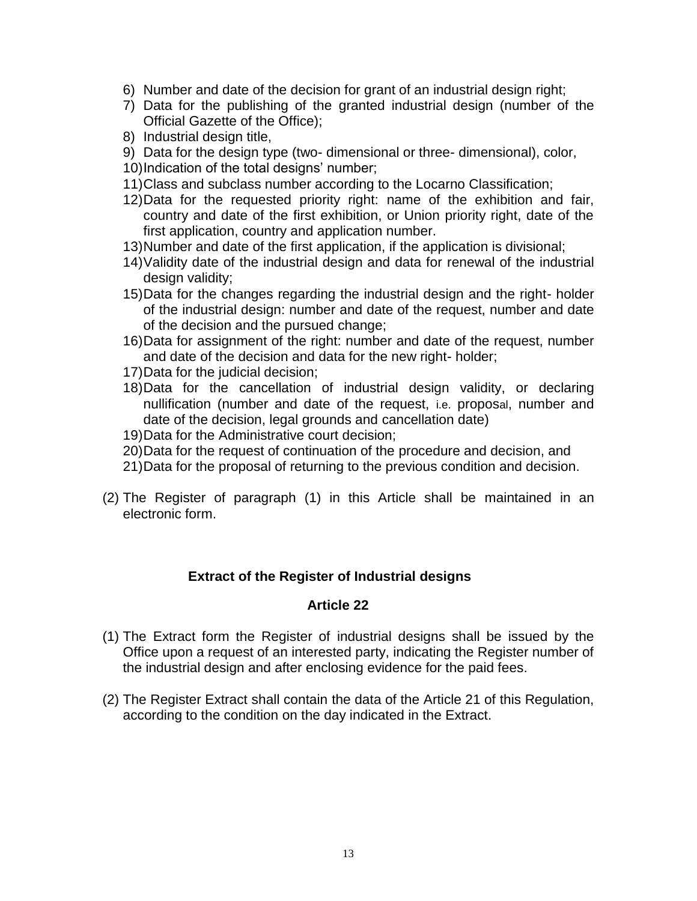6) Number and date of the decision for grant of an industrial design right;
7) Data for the publishing of the granted industrial design (number of the Official Gazette of the Office);
8) Industrial design title,
9) Data for the design type (two- dimensional or three- dimensional), color,
10) Indication of the total designs' number;
11) Class and subclass number according to the Locarno Classification;
12) Data for the requested priority right: name of the exhibition and fair, country and date of the first exhibition, or Union priority right, date of the first application, country and application number.
13) Number and date of the first application, if the application is divisional;
14) Validity date of the industrial design and data for renewal of the industrial design validity;
15) Data for the changes regarding the industrial design and the right- holder of the industrial design: number and date of the request, number and date of the decision and the pursued change;
16) Data for assignment of the right: number and date of the request, number and date of the decision and data for the new right- holder;
17) Data for the judicial decision;
18) Data for the cancellation of industrial design validity, or declaring nullification (number and date of the request, i.e. proposal, number and date of the decision, legal grounds and cancellation date)
19) Data for the Administrative court decision;
20) Data for the request of continuation of the procedure and decision, and
21) Data for the proposal of returning to the previous condition and decision.

(2) The Register of paragraph (1) in this Article shall be maintained in an electronic form.

**Extract of the Register of Industrial designs**

**Article 22**

(1) The Extract form the Register of industrial designs shall be issued by the Office upon a request of an interested party, indicating the Register number of the industrial design and after enclosing evidence for the paid fees.

(2) The Register Extract shall contain the data of the Article 21 of this Regulation, according to the condition on the day indicated in the Extract.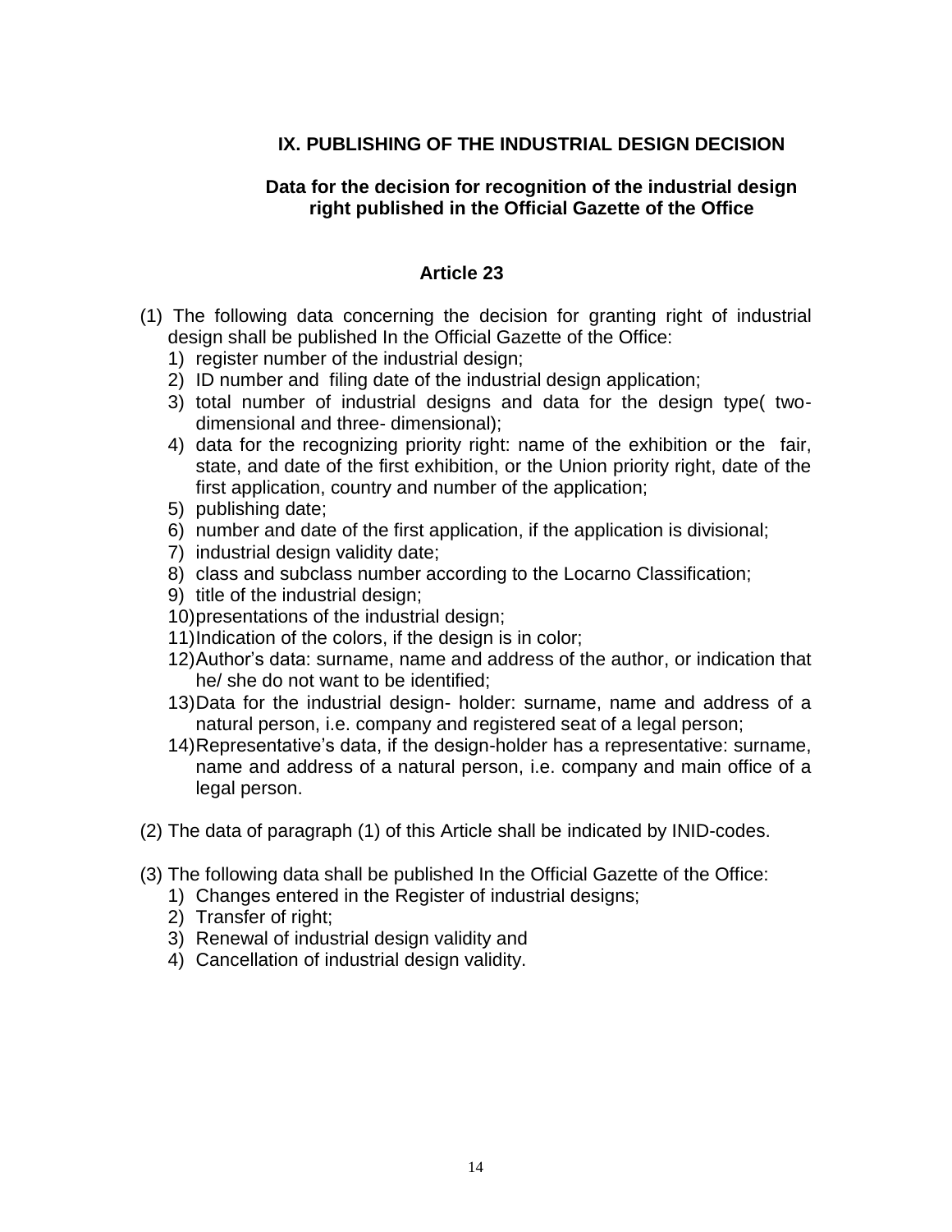## IX. PUBLISHING OF THE INDUSTRIAL DESIGN DECISION

### Data for the decision for recognition of the industrial design right published in the Official Gazette of the Office

### Article 23

(1) The following data concerning the decision for granting right of industrial design shall be published In the Official Gazette of the Office:

1) register number of the industrial design;
2) ID number and filing date of the industrial design application;
3) total number of industrial designs and data for the design type( two-dimensional and three- dimensional);
4) data for the recognizing priority right: name of the exhibition or the fair, state, and date of the first exhibition, or the Union priority right, date of the first application, country and number of the application;
5) publishing date;
6) number and date of the first application, if the application is divisional;
7) industrial design validity date;
8) class and subclass number according to the Locarno Classification;
9) title of the industrial design;
10) presentations of the industrial design;
11) Indication of the colors, if the design is in color;
12) Author's data: surname, name and address of the author, or indication that he/ she do not want to be identified;
13) Data for the industrial design- holder: surname, name and address of a natural person, i.e. company and registered seat of a legal person;
14) Representative's data, if the design-holder has a representative: surname, name and address of a natural person, i.e. company and main office of a legal person.

(2) The data of paragraph (1) of this Article shall be indicated by INID-codes.

(3) The following data shall be published In the Official Gazette of the Office:

1) Changes entered in the Register of industrial designs;
2) Transfer of right;
3) Renewal of industrial design validity and
4) Cancellation of industrial design validity.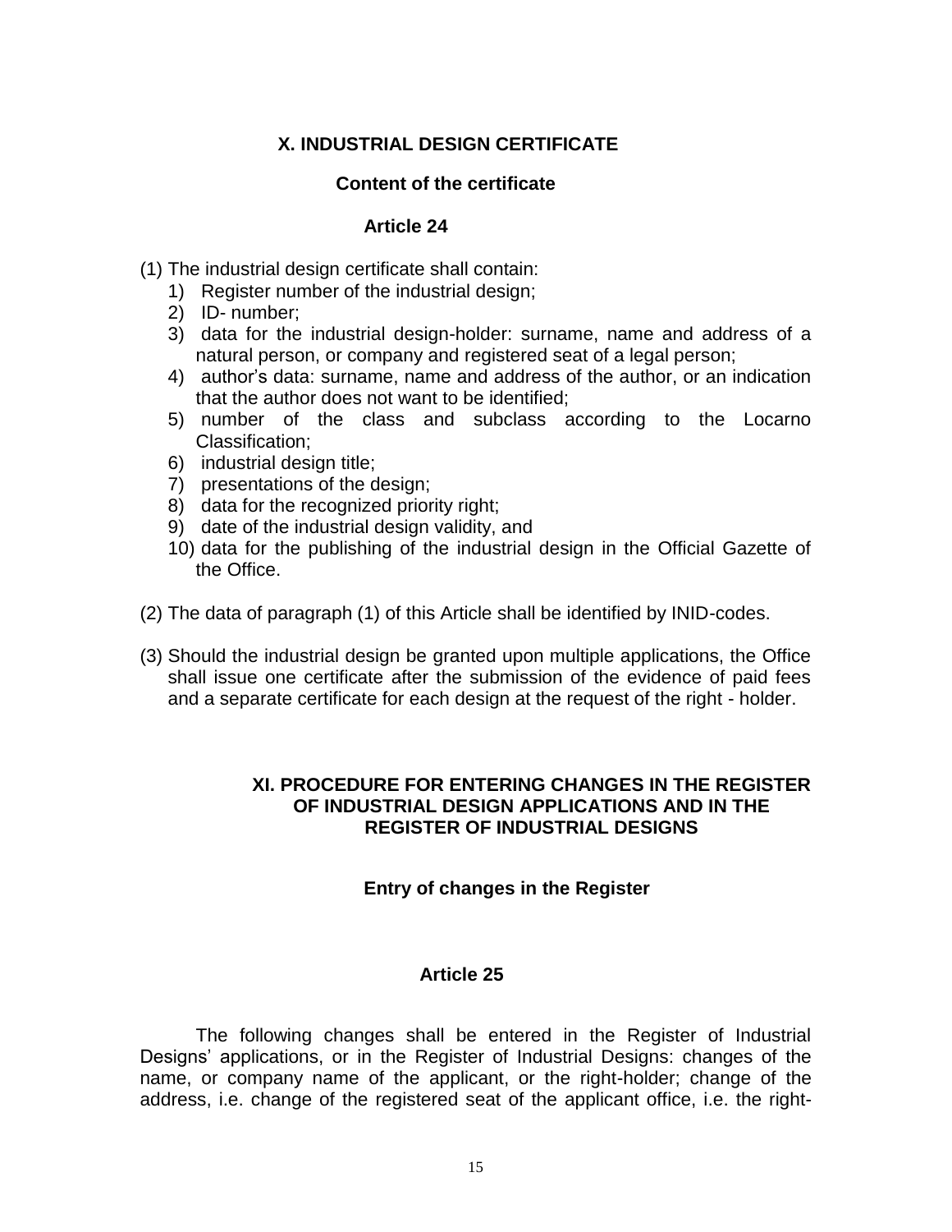## X. INDUSTRIAL DESIGN CERTIFICATE

### Content of the certificate

### Article 24

(1) The industrial design certificate shall contain:

1) Register number of the industrial design;
2) ID- number;
3) data for the industrial design-holder: surname, name and address of a natural person, or company and registered seat of a legal person;
4) author's data: surname, name and address of the author, or an indication that the author does not want to be identified;
5) number of the class and subclass according to the Locarno Classification;
6) industrial design title;
7) presentations of the design;
8) data for the recognized priority right;
9) date of the industrial design validity, and
10) data for the publishing of the industrial design in the Official Gazette of the Office.

(2) The data of paragraph (1) of this Article shall be identified by INID-codes.

(3) Should the industrial design be granted upon multiple applications, the Office shall issue one certificate after the submission of the evidence of paid fees and a separate certificate for each design at the request of the right - holder.

## XI. PROCEDURE FOR ENTERING CHANGES IN THE REGISTER OF INDUSTRIAL DESIGN APPLICATIONS AND IN THE REGISTER OF INDUSTRIAL DESIGNS

### Entry of changes in the Register

### Article 25

The following changes shall be entered in the Register of Industrial Designs' applications, or in the Register of Industrial Designs: changes of the name, or company name of the applicant, or the right-holder; change of the address, i.e. change of the registered seat of the applicant office, i.e. the right-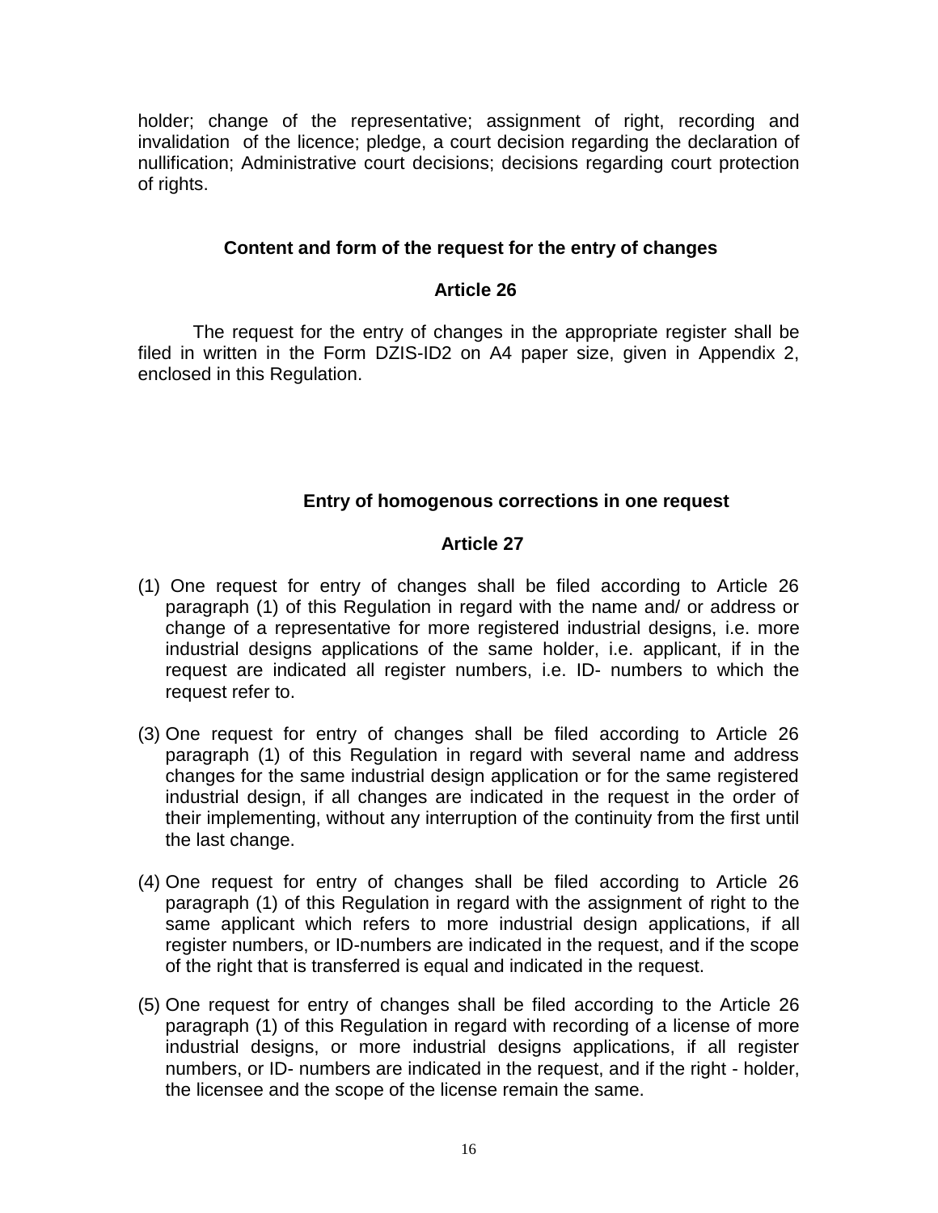holder; change of the representative; assignment of right, recording and invalidation of the licence; pledge, a court decision regarding the declaration of nullification; Administrative court decisions; decisions regarding court protection of rights.

**Content and form of the request for the entry of changes**

**Article 26**

The request for the entry of changes in the appropriate register shall be filed in written in the Form DZIS-ID2 on A4 paper size, given in Appendix 2, enclosed in this Regulation.

**Entry of homogenous corrections in one request**

**Article 27**

(1) One request for entry of changes shall be filed according to Article 26 paragraph (1) of this Regulation in regard with the name and/ or address or change of a representative for more registered industrial designs, i.e. more industrial designs applications of the same holder, i.e. applicant, if in the request are indicated all register numbers, i.e. ID- numbers to which the request refer to.

(3) One request for entry of changes shall be filed according to Article 26 paragraph (1) of this Regulation in regard with several name and address changes for the same industrial design application or for the same registered industrial design, if all changes are indicated in the request in the order of their implementing, without any interruption of the continuity from the first until the last change.

(4) One request for entry of changes shall be filed according to Article 26 paragraph (1) of this Regulation in regard with the assignment of right to the same applicant which refers to more industrial design applications, if all register numbers, or ID-numbers are indicated in the request, and if the scope of the right that is transferred is equal and indicated in the request.

(5) One request for entry of changes shall be filed according to the Article 26 paragraph (1) of this Regulation in regard with recording of a license of more industrial designs, or more industrial designs applications, if all register numbers, or ID- numbers are indicated in the request, and if the right - holder, the licensee and the scope of the license remain the same.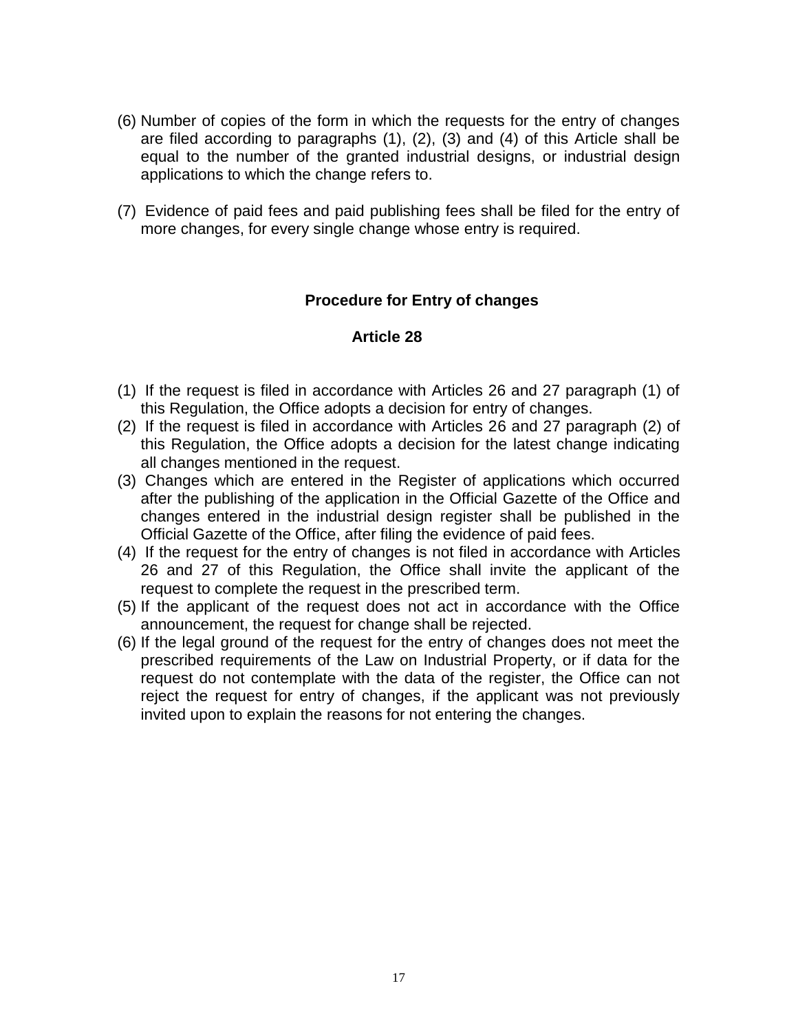(6) Number of copies of the form in which the requests for the entry of changes are filed according to paragraphs (1), (2), (3) and (4) of this Article shall be equal to the number of the granted industrial designs, or industrial design applications to which the change refers to.

(7) Evidence of paid fees and paid publishing fees shall be filed for the entry of more changes, for every single change whose entry is required.

## Procedure for Entry of changes

## Article 28

(1) If the request is filed in accordance with Articles 26 and 27 paragraph (1) of this Regulation, the Office adopts a decision for entry of changes.

(2) If the request is filed in accordance with Articles 26 and 27 paragraph (2) of this Regulation, the Office adopts a decision for the latest change indicating all changes mentioned in the request.

(3) Changes which are entered in the Register of applications which occurred after the publishing of the application in the Official Gazette of the Office and changes entered in the industrial design register shall be published in the Official Gazette of the Office, after filing the evidence of paid fees.

(4) If the request for the entry of changes is not filed in accordance with Articles 26 and 27 of this Regulation, the Office shall invite the applicant of the request to complete the request in the prescribed term.

(5) If the applicant of the request does not act in accordance with the Office announcement, the request for change shall be rejected.

(6) If the legal ground of the request for the entry of changes does not meet the prescribed requirements of the Law on Industrial Property, or if data for the request do not contemplate with the data of the register, the Office can not reject the request for entry of changes, if the applicant was not previously invited upon to explain the reasons for not entering the changes.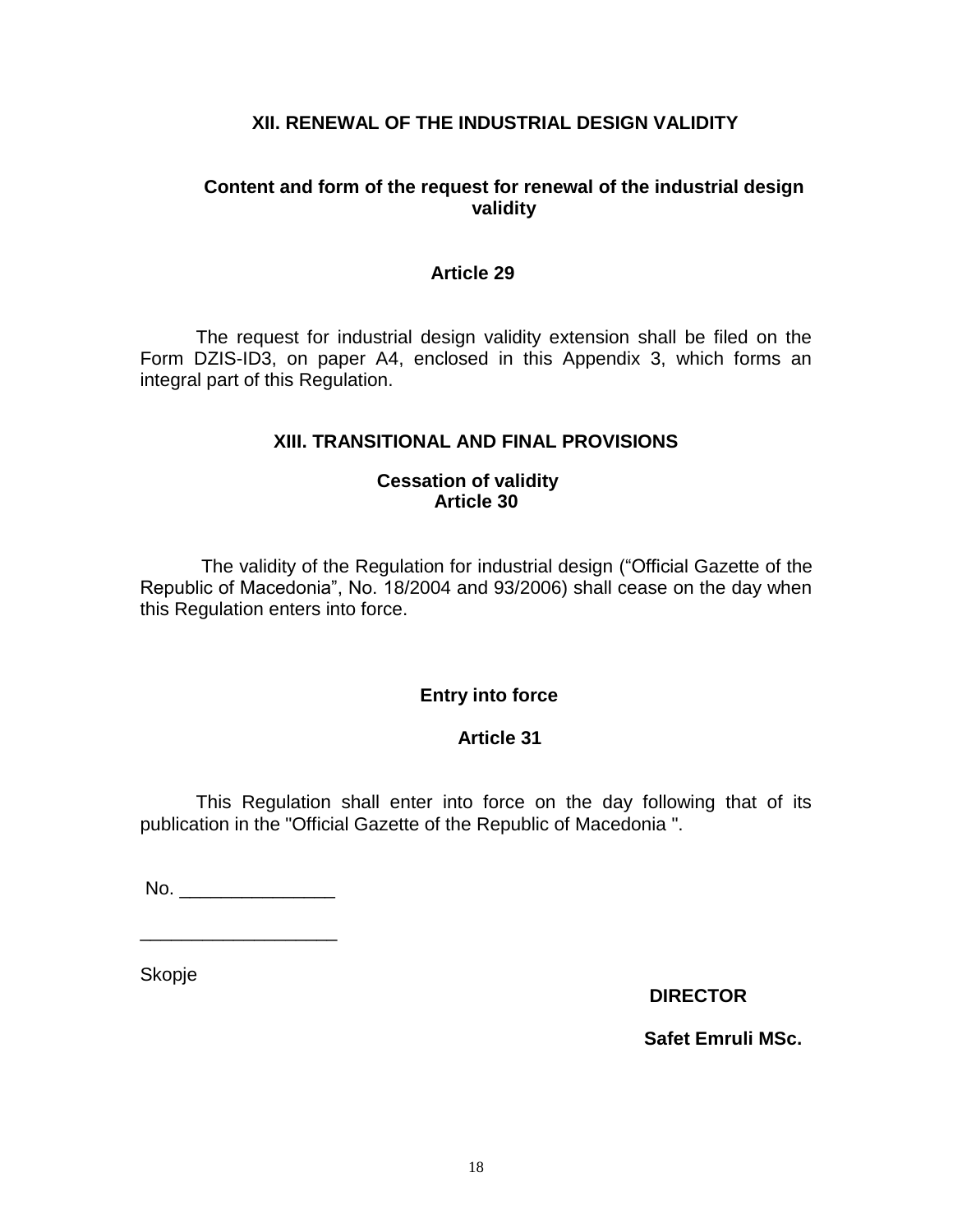## XII. RENEWAL OF THE INDUSTRIAL DESIGN VALIDITY

### Content and form of the request for renewal of the industrial design validity

### Article 29

The request for industrial design validity extension shall be filed on the Form DZIS-ID3, on paper A4, enclosed in this Appendix 3, which forms an integral part of this Regulation.

## XIII. TRANSITIONAL AND FINAL PROVISIONS

### Cessation of validity
### Article 30

The validity of the Regulation for industrial design (“Official Gazette of the Republic of Macedonia”, No. 18/2004 and 93/2006) shall cease on the day when this Regulation enters into force.

### Entry into force

### Article 31

This Regulation shall enter into force on the day following that of its publication in the "Official Gazette of the Republic of Macedonia ".

No. _______________

___________________

Skopje

**DIRECTOR**

**Safet Emruli MSc.**